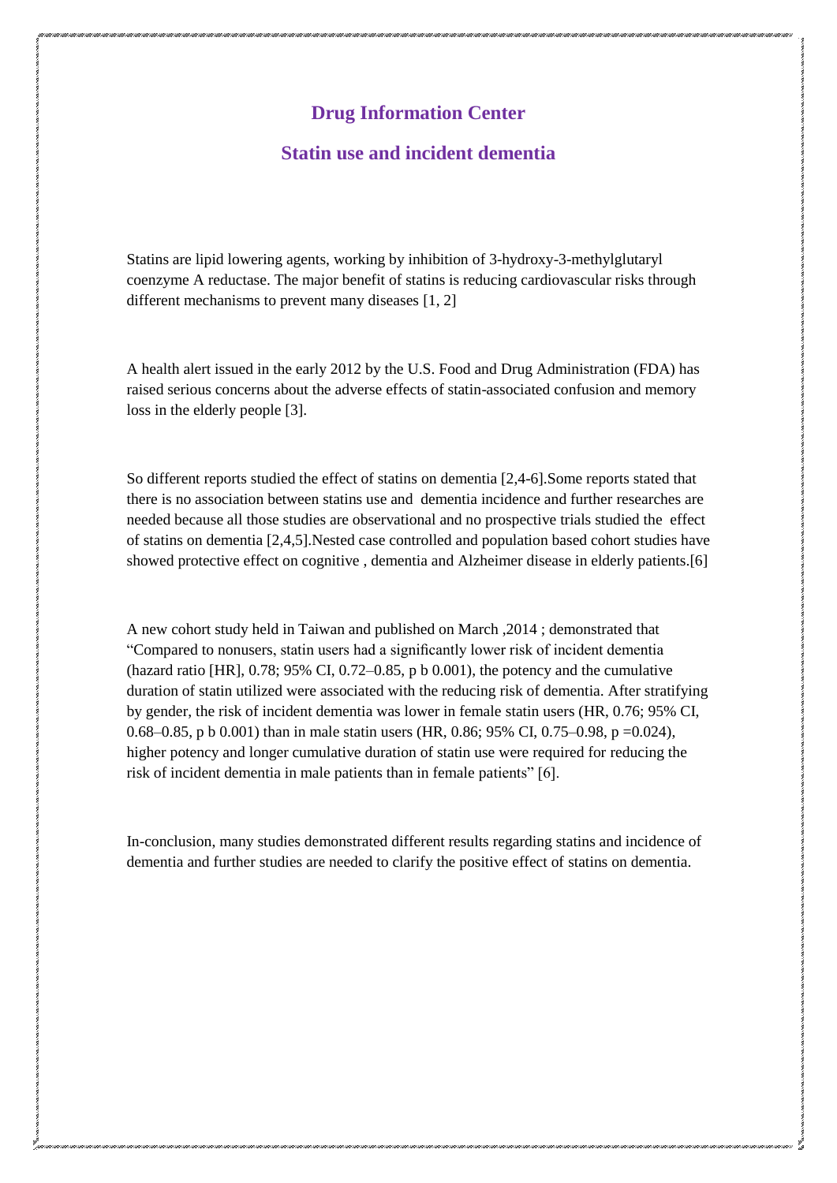# Drug Information Center

## Statin use and incident dementia

Statins are lipid lowering agents, working by inhibition of 3-hydroxy-3-methylglutaryl coenzyme A reductase. The major benefit of statins is reducing cardiovascular risks through different mechanisms to prevent many diseases [1, 2]

A health alert issued in the early 2012 by the U.S. Food and Drug Administration (FDA) has raised serious concerns about the adverse effects of statin-associated confusion and memory loss in the elderly people [3].

So different reports studied the effect of statins on dementia [2,4-6].Some reports stated that there is no association between statins use and dementia incidence and further researches are needed because all those studies are observational and no prospective trials studied the effect of statins on dementia [2,4,5].Nested case controlled and population based cohort studies have showed protective effect on cognitive , dementia and Alzheimer disease in elderly patients.[6]

A new cohort study held in Taiwan and published on March ,2014 ; demonstrated that "Compared to nonusers, statin users had a significantly lower risk of incident dementia (hazard ratio [HR], 0.78; 95% CI, 0.72–0.85, p b 0.001), the potency and the cumulative duration of statin utilized were associated with the reducing risk of dementia. After stratifying by gender, the risk of incident dementia was lower in female statin users (HR, 0.76; 95% CI, 0.68–0.85, p b 0.001) than in male statin users (HR, 0.86; 95% CI, 0.75–0.98, p =0.024), higher potency and longer cumulative duration of statin use were required for reducing the risk of incident dementia in male patients than in female patients" [6].

In-conclusion, many studies demonstrated different results regarding statins and incidence of dementia and further studies are needed to clarify the positive effect of statins on dementia.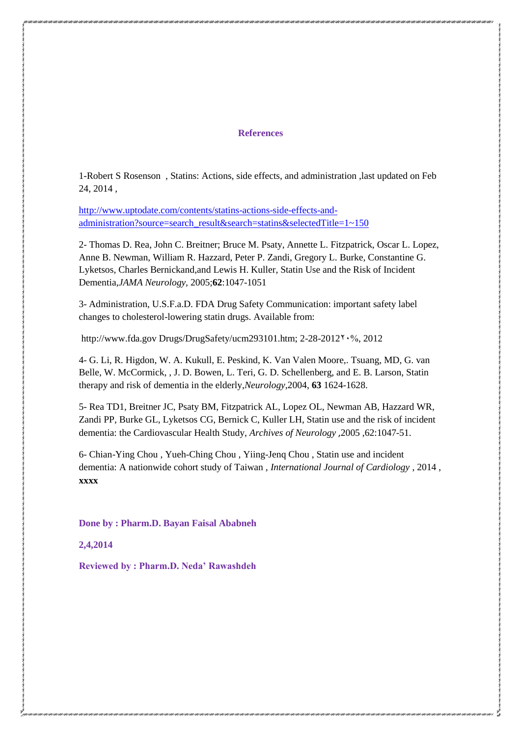## References

1-Robert S Rosenson , Statins: Actions, side effects, and administration ,last updated on Feb 24, 2014 ,

http://www.uptodate.com/contents/statins-actions-side-effects-and-administration?source=search_result&search=statins&selectedTitle=1~150

2- Thomas D. Rea, John C. Breitner; Bruce M. Psaty, Annette L. Fitzpatrick, Oscar L. Lopez, Anne B. Newman, William R. Hazzard, Peter P. Zandi, Gregory L. Burke, Constantine G. Lyketsos, Charles Bernickand,and Lewis H. Kuller, Statin Use and the Risk of Incident Dementia,*JAMA Neurology*, 2005;**62**:1047-1051

3- Administration, U.S.F.a.D. FDA Drug Safety Communication: important safety label changes to cholesterol-lowering statin drugs. Available from:

http://www.fda.gov Drugs/DrugSafety/ucm293101.htm; 2-28-2012٢٠%, 2012

4- G. Li, R. Higdon, W. A. Kukull, E. Peskind, K. Van Valen Moore,. Tsuang, MD, G. van Belle, W. McCormick, , J. D. Bowen, L. Teri, G. D. Schellenberg, and E. B. Larson, Statin therapy and risk of dementia in the elderly,*Neurology*,2004, **63** 1624-1628.

5- Rea TD1, Breitner JC, Psaty BM, Fitzpatrick AL, Lopez OL, Newman AB, Hazzard WR, Zandi PP, Burke GL, Lyketsos CG, Bernick C, Kuller LH, Statin use and the risk of incident dementia: the Cardiovascular Health Study, *Archives of Neurology* ,2005 ,62:1047-51.

6- Chian-Ying Chou , Yueh-Ching Chou , Yiing-Jenq Chou , Statin use and incident dementia: A nationwide cohort study of Taiwan , *International Journal of Cardiology* , 2014 , **xxxx**

**Done by : Pharm.D. Bayan Faisal Ababneh**

**2,4,2014**

**Reviewed by : Pharm.D. Neda' Rawashdeh**